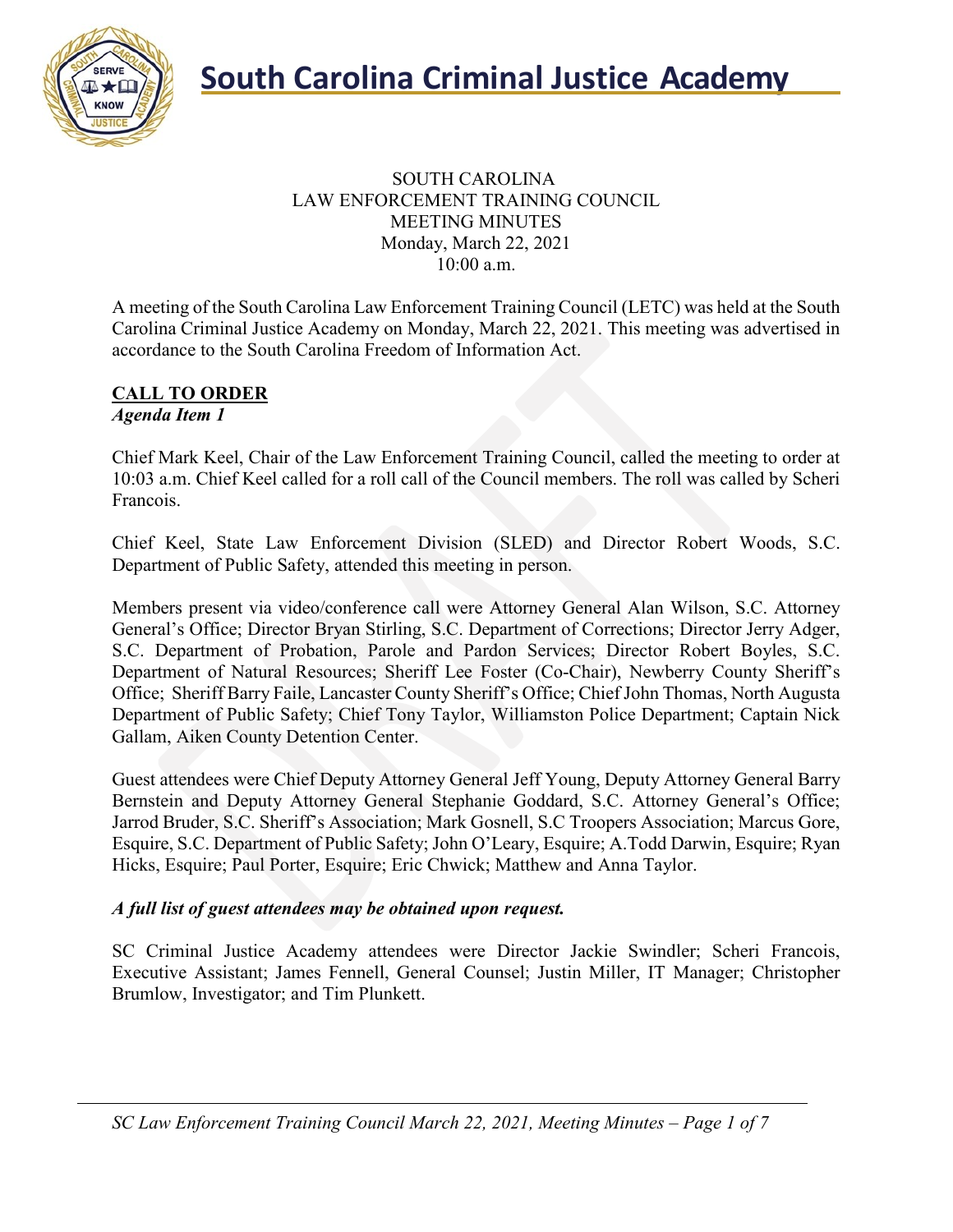# South Carolina Criminal Justice Academy

SOUTH CAROLINA
LAW ENFORCEMENT TRAINING COUNCIL
MEETING MINUTES
Monday, March 22, 2021
10:00 a.m.

A meeting of the South Carolina Law Enforcement Training Council (LETC) was held at the South Carolina Criminal Justice Academy on Monday, March 22, 2021. This meeting was advertised in accordance to the South Carolina Freedom of Information Act.

## CALL TO ORDER

***Agenda Item 1***

Chief Mark Keel, Chair of the Law Enforcement Training Council, called the meeting to order at 10:03 a.m. Chief Keel called for a roll call of the Council members. The roll was called by Scheri Francois.

Chief Keel, State Law Enforcement Division (SLED) and Director Robert Woods, S.C. Department of Public Safety, attended this meeting in person.

Members present via video/conference call were Attorney General Alan Wilson, S.C. Attorney General's Office; Director Bryan Stirling, S.C. Department of Corrections; Director Jerry Adger, S.C. Department of Probation, Parole and Pardon Services; Director Robert Boyles, S.C. Department of Natural Resources; Sheriff Lee Foster (Co-Chair), Newberry County Sheriff's Office; Sheriff Barry Faile, Lancaster County Sheriff's Office; Chief John Thomas, North Augusta Department of Public Safety; Chief Tony Taylor, Williamston Police Department; Captain Nick Gallam, Aiken County Detention Center.

Guest attendees were Chief Deputy Attorney General Jeff Young, Deputy Attorney General Barry Bernstein and Deputy Attorney General Stephanie Goddard, S.C. Attorney General's Office; Jarrod Bruder, S.C. Sheriff's Association; Mark Gosnell, S.C Troopers Association; Marcus Gore, Esquire, S.C. Department of Public Safety; John O'Leary, Esquire; A.Todd Darwin, Esquire; Ryan Hicks, Esquire; Paul Porter, Esquire; Eric Chwick; Matthew and Anna Taylor.

***A full list of guest attendees may be obtained upon request.***

SC Criminal Justice Academy attendees were Director Jackie Swindler; Scheri Francois, Executive Assistant; James Fennell, General Counsel; Justin Miller, IT Manager; Christopher Brumlow, Investigator; and Tim Plunkett.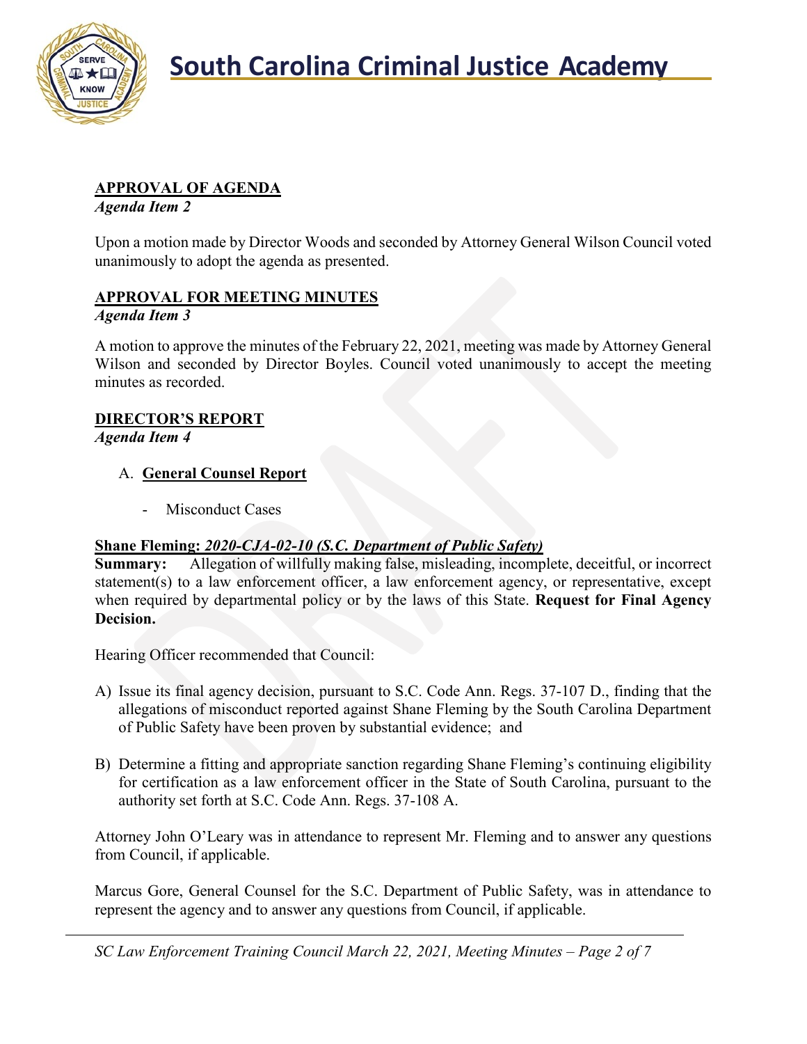## APPROVAL OF AGENDA

*Agenda Item 2*

Upon a motion made by Director Woods and seconded by Attorney General Wilson Council voted unanimously to adopt the agenda as presented.

## APPROVAL FOR MEETING MINUTES

*Agenda Item 3*

A motion to approve the minutes of the February 22, 2021, meeting was made by Attorney General Wilson and seconded by Director Boyles. Council voted unanimously to accept the meeting minutes as recorded.

## DIRECTOR'S REPORT

*Agenda Item 4*

A. **General Counsel Report**

- Misconduct Cases

**Shane Fleming: *2020-CJA-02-10 (S.C. Department of Public Safety)***

**Summary:** Allegation of willfully making false, misleading, incomplete, deceitful, or incorrect statement(s) to a law enforcement officer, a law enforcement agency, or representative, except when required by departmental policy or by the laws of this State. **Request for Final Agency Decision.**

Hearing Officer recommended that Council:

A) Issue its final agency decision, pursuant to S.C. Code Ann. Regs. 37-107 D., finding that the allegations of misconduct reported against Shane Fleming by the South Carolina Department of Public Safety have been proven by substantial evidence; and

B) Determine a fitting and appropriate sanction regarding Shane Fleming's continuing eligibility for certification as a law enforcement officer in the State of South Carolina, pursuant to the authority set forth at S.C. Code Ann. Regs. 37-108 A.

Attorney John O'Leary was in attendance to represent Mr. Fleming and to answer any questions from Council, if applicable.

Marcus Gore, General Counsel for the S.C. Department of Public Safety, was in attendance to represent the agency and to answer any questions from Council, if applicable.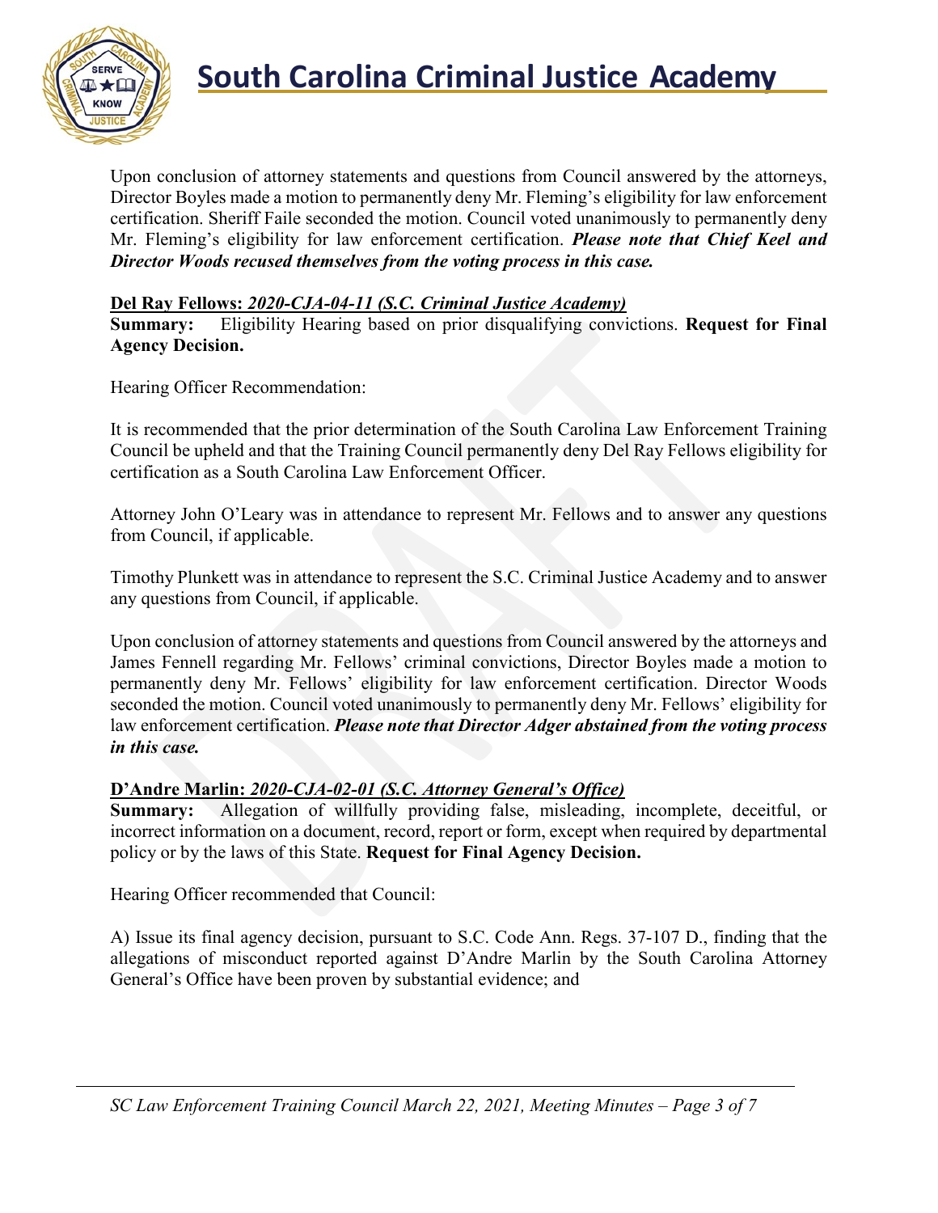Upon conclusion of attorney statements and questions from Council answered by the attorneys, Director Boyles made a motion to permanently deny Mr. Fleming's eligibility for law enforcement certification. Sheriff Faile seconded the motion. Council voted unanimously to permanently deny Mr. Fleming's eligibility for law enforcement certification. ***Please note that Chief Keel and Director Woods recused themselves from the voting process in this case.***

**Del Ray Fellows:** ***2020-CJA-04-11 (S.C. Criminal Justice Academy)***
**Summary:** Eligibility Hearing based on prior disqualifying convictions. **Request for Final Agency Decision.**

Hearing Officer Recommendation:

It is recommended that the prior determination of the South Carolina Law Enforcement Training Council be upheld and that the Training Council permanently deny Del Ray Fellows eligibility for certification as a South Carolina Law Enforcement Officer.

Attorney John O'Leary was in attendance to represent Mr. Fellows and to answer any questions from Council, if applicable.

Timothy Plunkett was in attendance to represent the S.C. Criminal Justice Academy and to answer any questions from Council, if applicable.

Upon conclusion of attorney statements and questions from Council answered by the attorneys and James Fennell regarding Mr. Fellows' criminal convictions, Director Boyles made a motion to permanently deny Mr. Fellows' eligibility for law enforcement certification. Director Woods seconded the motion. Council voted unanimously to permanently deny Mr. Fellows' eligibility for law enforcement certification. ***Please note that Director Adger abstained from the voting process in this case.***

**D'Andre Marlin:** ***2020-CJA-02-01 (S.C. Attorney General's Office)***
**Summary:** Allegation of willfully providing false, misleading, incomplete, deceitful, or incorrect information on a document, record, report or form, except when required by departmental policy or by the laws of this State. **Request for Final Agency Decision.**

Hearing Officer recommended that Council:

A) Issue its final agency decision, pursuant to S.C. Code Ann. Regs. 37-107 D., finding that the allegations of misconduct reported against D'Andre Marlin by the South Carolina Attorney General's Office have been proven by substantial evidence; and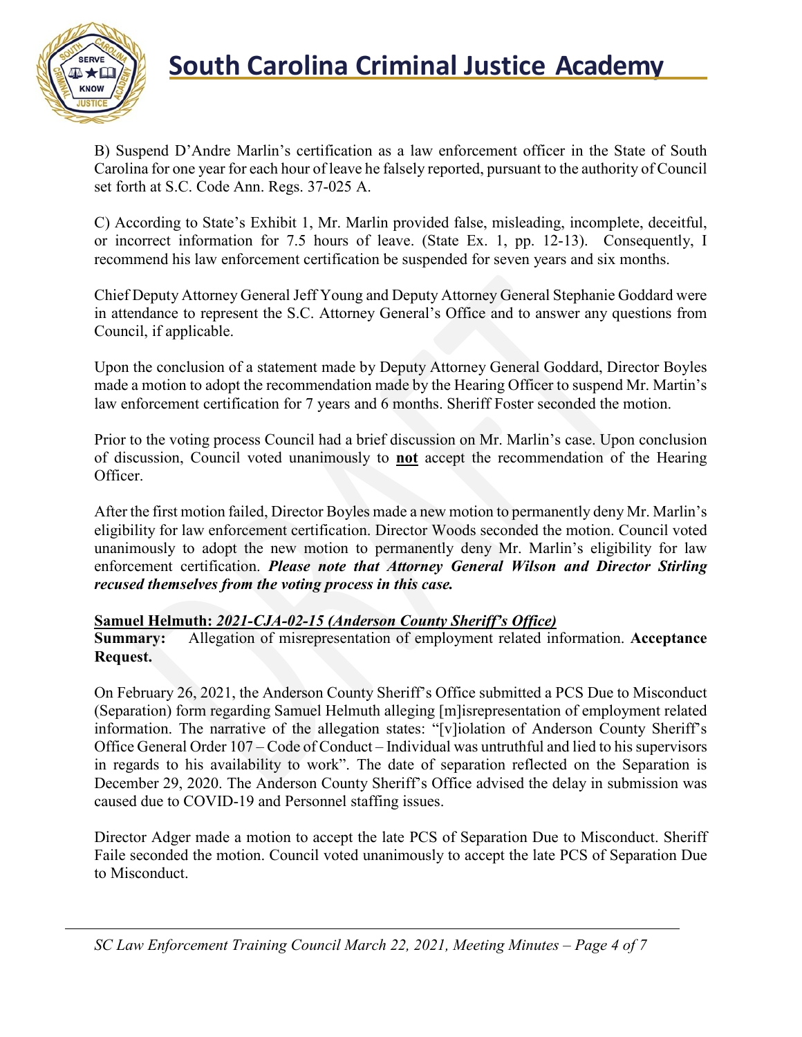B) Suspend D'Andre Marlin's certification as a law enforcement officer in the State of South Carolina for one year for each hour of leave he falsely reported, pursuant to the authority of Council set forth at S.C. Code Ann. Regs. 37-025 A.

C) According to State's Exhibit 1, Mr. Marlin provided false, misleading, incomplete, deceitful, or incorrect information for 7.5 hours of leave. (State Ex. 1, pp. 12-13). Consequently, I recommend his law enforcement certification be suspended for seven years and six months.

Chief Deputy Attorney General Jeff Young and Deputy Attorney General Stephanie Goddard were in attendance to represent the S.C. Attorney General's Office and to answer any questions from Council, if applicable.

Upon the conclusion of a statement made by Deputy Attorney General Goddard, Director Boyles made a motion to adopt the recommendation made by the Hearing Officer to suspend Mr. Martin's law enforcement certification for 7 years and 6 months. Sheriff Foster seconded the motion.

Prior to the voting process Council had a brief discussion on Mr. Marlin's case. Upon conclusion of discussion, Council voted unanimously to **not** accept the recommendation of the Hearing Officer.

After the first motion failed, Director Boyles made a new motion to permanently deny Mr. Marlin's eligibility for law enforcement certification. Director Woods seconded the motion. Council voted unanimously to adopt the new motion to permanently deny Mr. Marlin's eligibility for law enforcement certification. ***Please note that Attorney General Wilson and Director Stirling recused themselves from the voting process in this case.***

**Samuel Helmuth: *2021-CJA-02-15 (Anderson County Sheriff's Office)***
**Summary:** Allegation of misrepresentation of employment related information. **Acceptance Request.**

On February 26, 2021, the Anderson County Sheriff's Office submitted a PCS Due to Misconduct (Separation) form regarding Samuel Helmuth alleging [m]isrepresentation of employment related information. The narrative of the allegation states: "[v]iolation of Anderson County Sheriff's Office General Order 107 – Code of Conduct – Individual was untruthful and lied to his supervisors in regards to his availability to work". The date of separation reflected on the Separation is December 29, 2020. The Anderson County Sheriff's Office advised the delay in submission was caused due to COVID-19 and Personnel staffing issues.

Director Adger made a motion to accept the late PCS of Separation Due to Misconduct. Sheriff Faile seconded the motion. Council voted unanimously to accept the late PCS of Separation Due to Misconduct.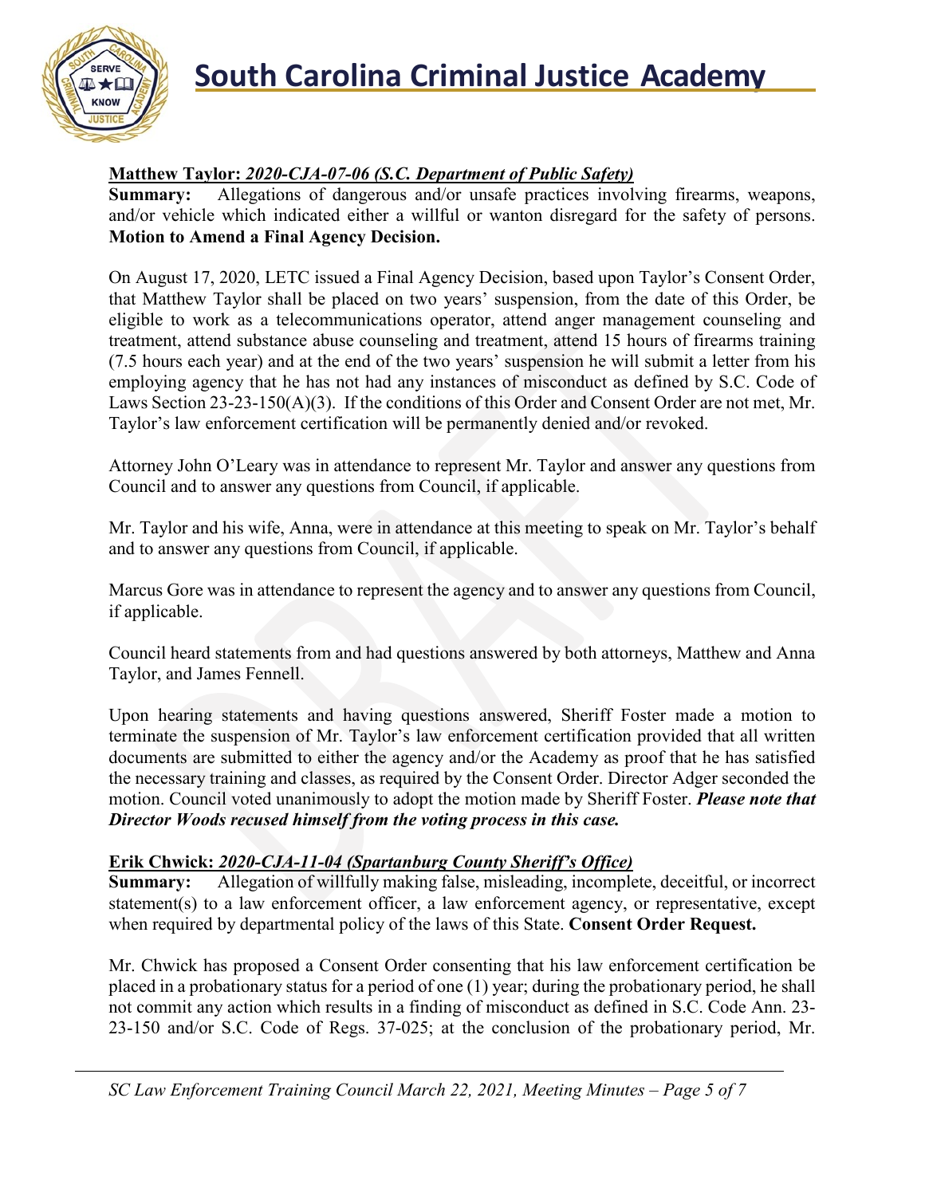**Matthew Taylor:** ***2020-CJA-07-06 (S.C. Department of Public Safety)***
**Summary:** Allegations of dangerous and/or unsafe practices involving firearms, weapons, and/or vehicle which indicated either a willful or wanton disregard for the safety of persons. **Motion to Amend a Final Agency Decision.**

On August 17, 2020, LETC issued a Final Agency Decision, based upon Taylor's Consent Order, that Matthew Taylor shall be placed on two years' suspension, from the date of this Order, be eligible to work as a telecommunications operator, attend anger management counseling and treatment, attend substance abuse counseling and treatment, attend 15 hours of firearms training (7.5 hours each year) and at the end of the two years' suspension he will submit a letter from his employing agency that he has not had any instances of misconduct as defined by S.C. Code of Laws Section 23-23-150(A)(3). If the conditions of this Order and Consent Order are not met, Mr. Taylor's law enforcement certification will be permanently denied and/or revoked.

Attorney John O'Leary was in attendance to represent Mr. Taylor and answer any questions from Council and to answer any questions from Council, if applicable.

Mr. Taylor and his wife, Anna, were in attendance at this meeting to speak on Mr. Taylor's behalf and to answer any questions from Council, if applicable.

Marcus Gore was in attendance to represent the agency and to answer any questions from Council, if applicable.

Council heard statements from and had questions answered by both attorneys, Matthew and Anna Taylor, and James Fennell.

Upon hearing statements and having questions answered, Sheriff Foster made a motion to terminate the suspension of Mr. Taylor's law enforcement certification provided that all written documents are submitted to either the agency and/or the Academy as proof that he has satisfied the necessary training and classes, as required by the Consent Order. Director Adger seconded the motion. Council voted unanimously to adopt the motion made by Sheriff Foster. ***Please note that Director Woods recused himself from the voting process in this case.***

**Erik Chwick:** ***2020-CJA-11-04 (Spartanburg County Sheriff's Office)***
**Summary:** Allegation of willfully making false, misleading, incomplete, deceitful, or incorrect statement(s) to a law enforcement officer, a law enforcement agency, or representative, except when required by departmental policy of the laws of this State. **Consent Order Request.**

Mr. Chwick has proposed a Consent Order consenting that his law enforcement certification be placed in a probationary status for a period of one (1) year; during the probationary period, he shall not commit any action which results in a finding of misconduct as defined in S.C. Code Ann. 23-23-150 and/or S.C. Code of Regs. 37-025; at the conclusion of the probationary period, Mr.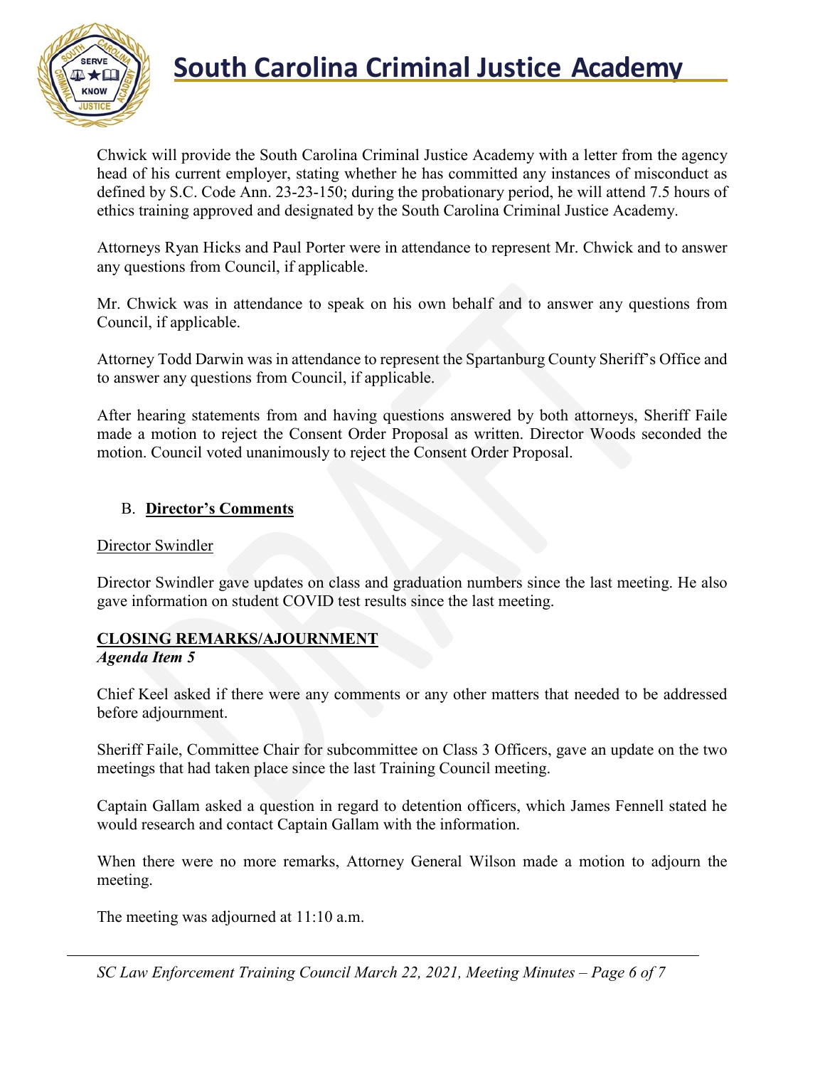Chwick will provide the South Carolina Criminal Justice Academy with a letter from the agency head of his current employer, stating whether he has committed any instances of misconduct as defined by S.C. Code Ann. 23-23-150; during the probationary period, he will attend 7.5 hours of ethics training approved and designated by the South Carolina Criminal Justice Academy.

Attorneys Ryan Hicks and Paul Porter were in attendance to represent Mr. Chwick and to answer any questions from Council, if applicable.

Mr. Chwick was in attendance to speak on his own behalf and to answer any questions from Council, if applicable.

Attorney Todd Darwin was in attendance to represent the Spartanburg County Sheriff's Office and to answer any questions from Council, if applicable.

After hearing statements from and having questions answered by both attorneys, Sheriff Faile made a motion to reject the Consent Order Proposal as written. Director Woods seconded the motion. Council voted unanimously to reject the Consent Order Proposal.

B. **Director's Comments**

Director Swindler

Director Swindler gave updates on class and graduation numbers since the last meeting. He also gave information on student COVID test results since the last meeting.

## CLOSING REMARKS/AJOURNMENT

***Agenda Item 5***

Chief Keel asked if there were any comments or any other matters that needed to be addressed before adjournment.

Sheriff Faile, Committee Chair for subcommittee on Class 3 Officers, gave an update on the two meetings that had taken place since the last Training Council meeting.

Captain Gallam asked a question in regard to detention officers, which James Fennell stated he would research and contact Captain Gallam with the information.

When there were no more remarks, Attorney General Wilson made a motion to adjourn the meeting.

The meeting was adjourned at 11:10 a.m.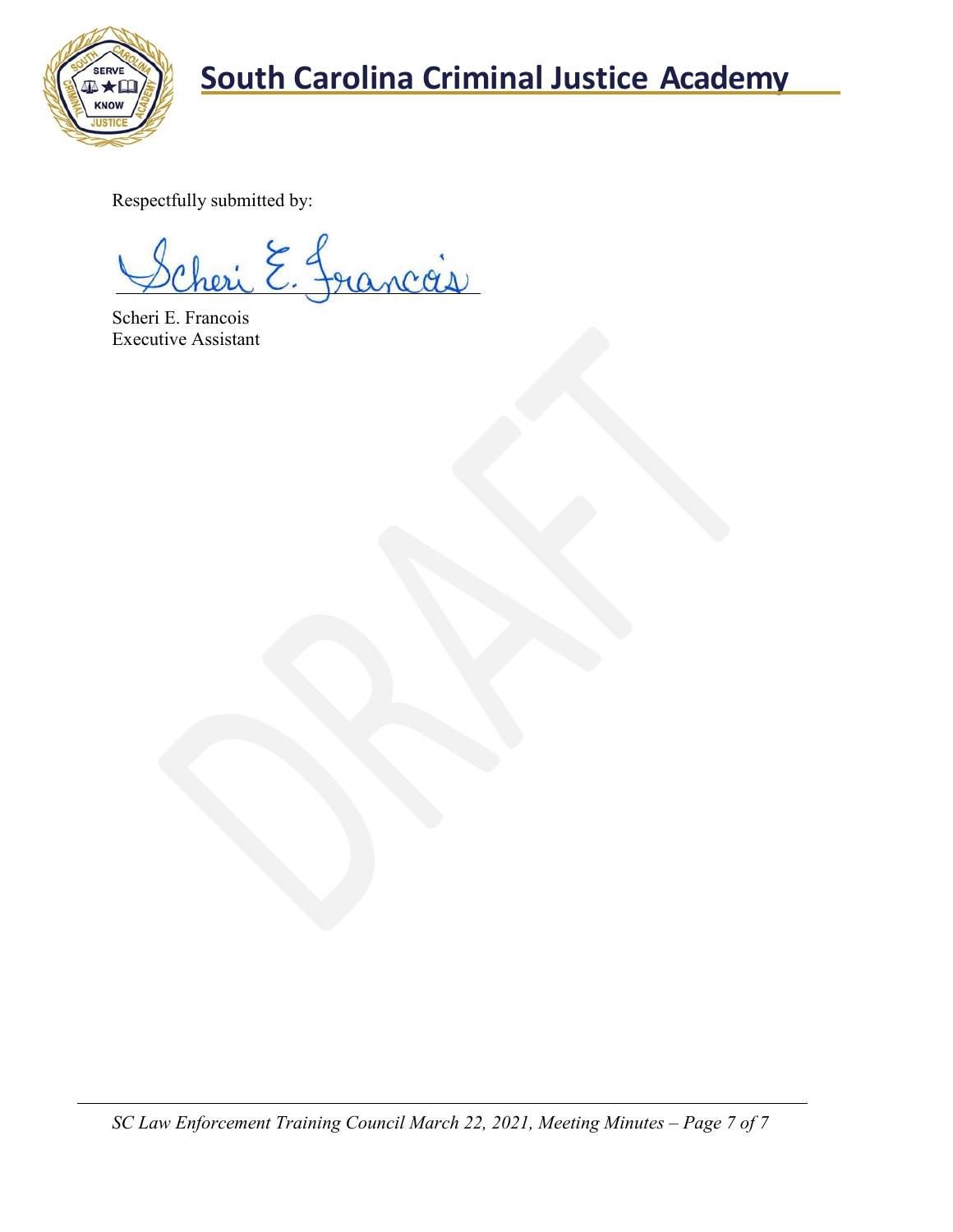Respectfully submitted by:

Scheri E. Francois
Executive Assistant